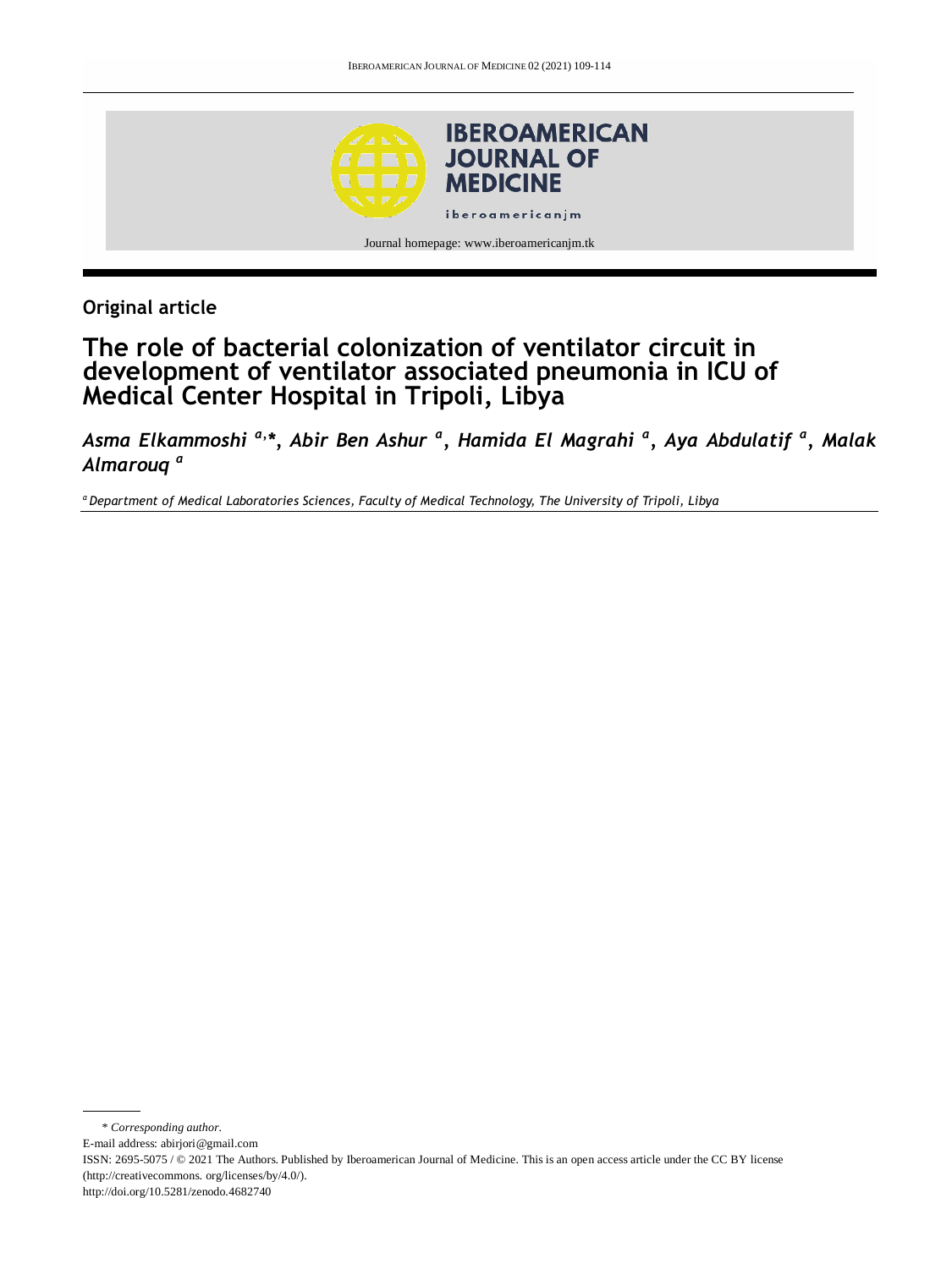IBEROAMERICAN JOURNAL OF MEDICINE

iberoamericanjm

Journal homepage: www.iberoamericanjm.tk

**Original article**

# The role of bacterial colonization of ventilator circuit in development of ventilator associated pneumonia in ICU of Medical Center Hospital in Tripoli, Libya

*Asma Elkammoshi [a,\*], Abir Ben Ashur [a], Hamida El Magrahi [a], Aya Abdulatif [a], Malak Almarouq [a]*

[a] *Department of Medical Laboratories Sciences, Faculty of Medical Technology, The University of Tripoli, Libya*

\* *Corresponding author.*

E-mail address: abirjori@gmail.com

ISSN: 2695-5075 / © 2021 The Authors. Published by Iberoamerican Journal of Medicine. This is an open access article under the CC BY license (http://creativecommons. org/licenses/by/4.0/).

http://doi.org/10.5281/zenodo.4682740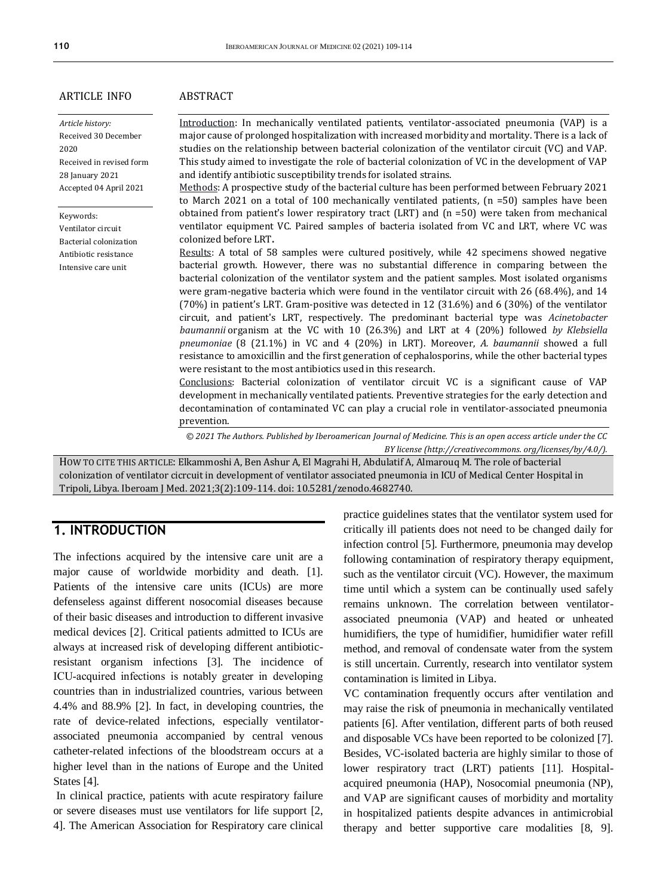ARTICLE INFO

*Article history:*
Received 30 December 2020
Received in revised form 28 January 2021
Accepted 04 April 2021

Keywords:
Ventilator circuit
Bacterial colonization
Antibiotic resistance
Intensive care unit

ABSTRACT

Introduction: In mechanically ventilated patients, ventilator-associated pneumonia (VAP) is a major cause of prolonged hospitalization with increased morbidity and mortality. There is a lack of studies on the relationship between bacterial colonization of the ventilator circuit (VC) and VAP. This study aimed to investigate the role of bacterial colonization of VC in the development of VAP and identify antibiotic susceptibility trends for isolated strains.

Methods: A prospective study of the bacterial culture has been performed between February 2021 to March 2021 on a total of 100 mechanically ventilated patients, (n =50) samples have been obtained from patient's lower respiratory tract (LRT) and (n =50) were taken from mechanical ventilator equipment VC. Paired samples of bacteria isolated from VC and LRT, where VC was colonized before LRT.

Results: A total of 58 samples were cultured positively, while 42 specimens showed negative bacterial growth. However, there was no substantial difference in comparing between the bacterial colonization of the ventilator system and the patient samples. Most isolated organisms were gram-negative bacteria which were found in the ventilator circuit with 26 (68.4%), and 14 (70%) in patient's LRT. Gram-positive was detected in 12 (31.6%) and 6 (30%) of the ventilator circuit, and patient's LRT, respectively. The predominant bacterial type was *Acinetobacter baumannii* organism at the VC with 10 (26.3%) and LRT at 4 (20%) followed *by Klebsiella pneumoniae* (8 (21.1%) in VC and 4 (20%) in LRT). Moreover, *A. baumannii* showed a full resistance to amoxicillin and the first generation of cephalosporins, while the other bacterial types were resistant to the most antibiotics used in this research.

Conclusions: Bacterial colonization of ventilator circuit VC is a significant cause of VAP development in mechanically ventilated patients. Preventive strategies for the early detection and decontamination of contaminated VC can play a crucial role in ventilator-associated pneumonia prevention.

*© 2021 The Authors. Published by Iberoamerican Journal of Medicine. This is an open access article under the CC BY license (http://creativecommons. org/licenses/by/4.0/).*

HOW TO CITE THIS ARTICLE: Elkammoshi A, Ben Ashur A, El Magrahi H, Abdulatif A, Almarouq M. The role of bacterial colonization of ventilator cicrcuit in development of ventilator associated pneumonia in ICU of Medical Center Hospital in Tripoli, Libya. Iberoam J Med. 2021;3(2):109-114. doi: 10.5281/zenodo.4682740.

## 1. INTRODUCTION

The infections acquired by the intensive care unit are a major cause of worldwide morbidity and death. [1]. Patients of the intensive care units (ICUs) are more defenseless against different nosocomial diseases because of their basic diseases and introduction to different invasive medical devices [2]. Critical patients admitted to ICUs are always at increased risk of developing different antibiotic-resistant organism infections [3]. The incidence of ICU-acquired infections is notably greater in developing countries than in industrialized countries, various between 4.4% and 88.9% [2]. In fact, in developing countries, the rate of device-related infections, especially ventilator-associated pneumonia accompanied by central venous catheter-related infections of the bloodstream occurs at a higher level than in the nations of Europe and the United States [4].

In clinical practice, patients with acute respiratory failure or severe diseases must use ventilators for life support [2, 4]. The American Association for Respiratory care clinical practice guidelines states that the ventilator system used for critically ill patients does not need to be changed daily for infection control [5]. Furthermore, pneumonia may develop following contamination of respiratory therapy equipment, such as the ventilator circuit (VC). However, the maximum time until which a system can be continually used safely remains unknown. The correlation between ventilator-associated pneumonia (VAP) and heated or unheated humidifiers, the type of humidifier, humidifier water refill method, and removal of condensate water from the system is still uncertain. Currently, research into ventilator system contamination is limited in Libya.

VC contamination frequently occurs after ventilation and may raise the risk of pneumonia in mechanically ventilated patients [6]. After ventilation, different parts of both reused and disposable VCs have been reported to be colonized [7]. Besides, VC-isolated bacteria are highly similar to those of lower respiratory tract (LRT) patients [11]. Hospital-acquired pneumonia (HAP), Nosocomial pneumonia (NP), and VAP are significant causes of morbidity and mortality in hospitalized patients despite advances in antimicrobial therapy and better supportive care modalities [8, 9].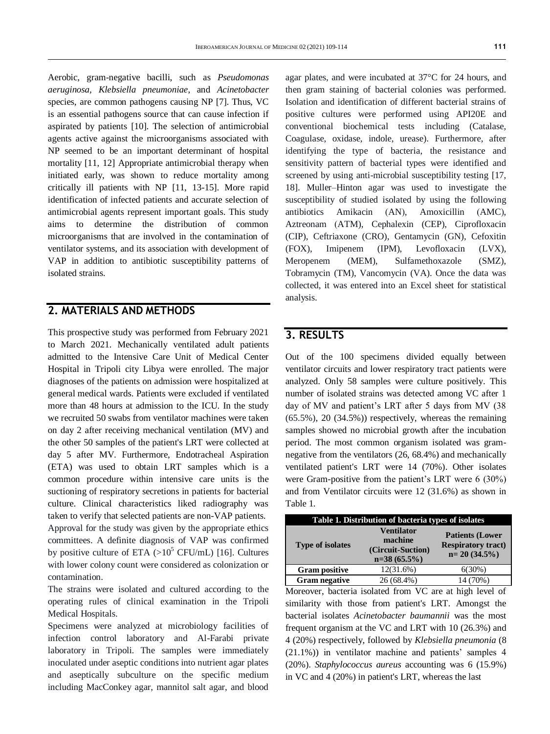Aerobic, gram-negative bacilli, such as *Pseudomonas aeruginosa*, *Klebsiella pneumoniae*, and *Acinetobacter* species, are common pathogens causing NP [7]. Thus, VC is an essential pathogens source that can cause infection if aspirated by patients [10]. The selection of antimicrobial agents active against the microorganisms associated with NP seemed to be an important determinant of hospital mortality [11, 12] Appropriate antimicrobial therapy when initiated early, was shown to reduce mortality among critically ill patients with NP [11, 13-15]. More rapid identification of infected patients and accurate selection of antimicrobial agents represent important goals. This study aims to determine the distribution of common microorganisms that are involved in the contamination of ventilator systems, and its association with development of VAP in addition to antibiotic susceptibility patterns of isolated strains.

## 2. MATERIALS AND METHODS

This prospective study was performed from February 2021 to March 2021. Mechanically ventilated adult patients admitted to the Intensive Care Unit of Medical Center Hospital in Tripoli city Libya were enrolled. The major diagnoses of the patients on admission were hospitalized at general medical wards. Patients were excluded if ventilated more than 48 hours at admission to the ICU. In the study we recruited 50 swabs from ventilator machines were taken on day 2 after receiving mechanical ventilation (MV) and the other 50 samples of the patient's LRT were collected at day 5 after MV. Furthermore, Endotracheal Aspiration (ETA) was used to obtain LRT samples which is a common procedure within intensive care units is the suctioning of respiratory secretions in patients for bacterial culture. Clinical characteristics liked radiography was taken to verify that selected patients are non-VAP patients.

Approval for the study was given by the appropriate ethics committees. A definite diagnosis of VAP was confirmed by positive culture of ETA ($>10^5$ CFU/mL) [16]. Cultures with lower colony count were considered as colonization or contamination.

The strains were isolated and cultured according to the operating rules of clinical examination in the Tripoli Medical Hospitals.

Specimens were analyzed at microbiology facilities of infection control laboratory and Al-Farabi private laboratory in Tripoli. The samples were immediately inoculated under aseptic conditions into nutrient agar plates and aseptically subculture on the specific medium including MacConkey agar, mannitol salt agar, and blood agar plates, and were incubated at 37°C for 24 hours, and then gram staining of bacterial colonies was performed. Isolation and identification of different bacterial strains of positive cultures were performed using API20E and conventional biochemical tests including (Catalase, Coagulase, oxidase, indole, urease). Furthermore, after identifying the type of bacteria, the resistance and sensitivity pattern of bacterial types were identified and screened by using anti-microbial susceptibility testing [17, 18]. Muller–Hinton agar was used to investigate the susceptibility of studied isolated by using the following antibiotics Amikacin (AN), Amoxicillin (AMC), Aztreonam (ATM), Cephalexin (CEP), Ciprofloxacin (CIP), Ceftriaxone (CRO), Gentamycin (GN), Cefoxitin (FOX), Imipenem (IPM), Levofloxacin (LVX), Meropenem (MEM), Sulfamethoxazole (SMZ), Tobramycin (TM), Vancomycin (VA). Once the data was collected, it was entered into an Excel sheet for statistical analysis.

## 3. RESULTS

Out of the 100 specimens divided equally between ventilator circuits and lower respiratory tract patients were analyzed. Only 58 samples were culture positively. This number of isolated strains was detected among VC after 1 day of MV and patient's LRT after 5 days from MV (38 (65.5%), 20 (34.5%)) respectively, whereas the remaining samples showed no microbial growth after the incubation period. The most common organism isolated was gram-negative from the ventilators (26, 68.4%) and mechanically ventilated patient's LRT were 14 (70%). Other isolates were Gram-positive from the patient's LRT were 6 (30%) and from Ventilator circuits were 12 (31.6%) as shown in Table 1.

**Table 1. Distribution of bacteria types of isolates**

| Type of isolates | Ventilator machine (Circuit-Suction) n=38 (65.5%) | Patients (Lower Respiratory tract) n= 20 (34.5%) |
|---|---|---|
| Gram positive | 12(31.6%) | 6(30%) |
| Gram negative | 26 (68.4%) | 14 (70%) |

Moreover, bacteria isolated from VC are at high level of similarity with those from patient's LRT. Amongst the bacterial isolates *Acinetobacter baumannii* was the most frequent organism at the VC and LRT with 10 (26.3%) and 4 (20%) respectively, followed by *Klebsiella pneumonia* (8 (21.1%)) in ventilator machine and patients' samples 4 (20%). *Staphylococcus aureus* accounting was 6 (15.9%) in VC and 4 (20%) in patient's LRT, whereas the last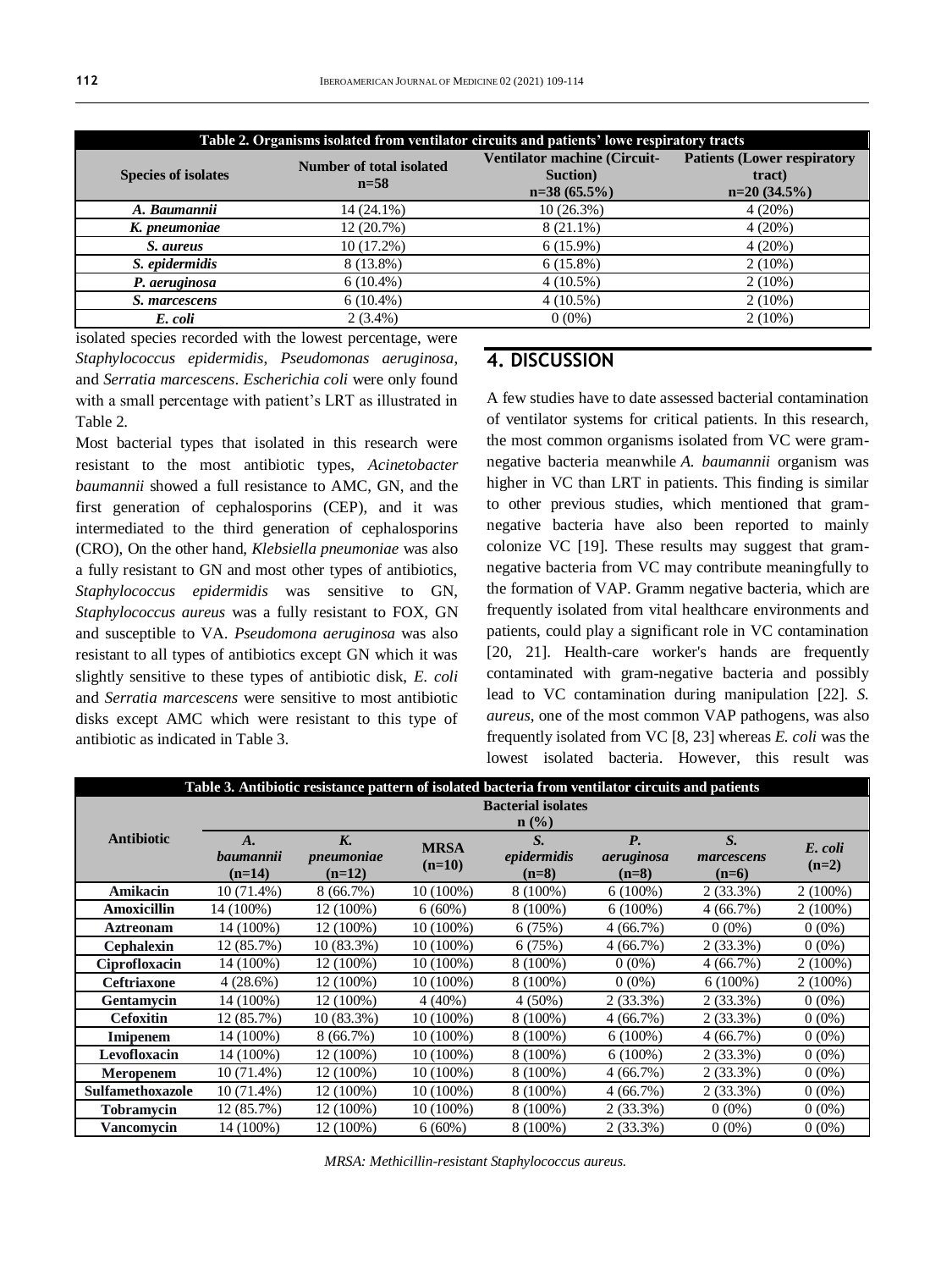**Table 2. Organisms isolated from ventilator circuits and patients' lowe respiratory tracts**

| Species of isolates | Number of total isolated n=58 | Ventilator machine (Circuit-Suction) n=38 (65.5%) | Patients (Lower respiratory tract) n=20 (34.5%) |
|---|---|---|---|
| *A. Baumannii* | 14 (24.1%) | 10 (26.3%) | 4 (20%) |
| *K. pneumoniae* | 12 (20.7%) | 8 (21.1%) | 4 (20%) |
| *S. aureus* | 10 (17.2%) | 6 (15.9%) | 4 (20%) |
| *S. epidermidis* | 8 (13.8%) | 6 (15.8%) | 2 (10%) |
| *P. aeruginosa* | 6 (10.4%) | 4 (10.5%) | 2 (10%) |
| *S. marcescens* | 6 (10.4%) | 4 (10.5%) | 2 (10%) |
| *E. coli* | 2 (3.4%) | 0 (0%) | 2 (10%) |

isolated species recorded with the lowest percentage, were *Staphylococcus epidermidis*, *Pseudomonas aeruginosa*, and *Serratia marcescens*. *Escherichia coli* were only found with a small percentage with patient's LRT as illustrated in Table 2.

Most bacterial types that isolated in this research were resistant to the most antibiotic types, *Acinetobacter baumannii* showed a full resistance to AMC, GN, and the first generation of cephalosporins (CEP), and it was intermediated to the third generation of cephalosporins (CRO), On the other hand, *Klebsiella pneumoniae* was also a fully resistant to GN and most other types of antibiotics, *Staphylococcus epidermidis* was sensitive to GN, *Staphylococcus aureus* was a fully resistant to FOX, GN and susceptible to VA. *Pseudomona aeruginosa* was also resistant to all types of antibiotics except GN which it was slightly sensitive to these types of antibiotic disk, *E. coli* and *Serratia marcescens* were sensitive to most antibiotic disks except AMC which were resistant to this type of antibiotic as indicated in Table 3.

## 4. DISCUSSION

A few studies have to date assessed bacterial contamination of ventilator systems for critical patients. In this research, the most common organisms isolated from VC were gram-negative bacteria meanwhile *A. baumannii* organism was higher in VC than LRT in patients. This finding is similar to other previous studies, which mentioned that gram-negative bacteria have also been reported to mainly colonize VC [19]. These results may suggest that gram-negative bacteria from VC may contribute meaningfully to the formation of VAP. Gramm negative bacteria, which are frequently isolated from vital healthcare environments and patients, could play a significant role in VC contamination [20, 21]. Health-care worker's hands are frequently contaminated with gram-negative bacteria and possibly lead to VC contamination during manipulation [22]. *S. aureus*, one of the most common VAP pathogens, was also frequently isolated from VC [8, 23] whereas *E. coli* was the lowest isolated bacteria. However, this result was

**Table 3. Antibiotic resistance pattern of isolated bacteria from ventilator circuits and patients**

| Antibiotic | Bacterial isolates n (%) | | | | | | |
|---|---|---|---|---|---|---|---|
| | *A. baumannii* (n=14) | *K. pneumoniae* (n=12) | MRSA (n=10) | *S. epidermidis* (n=8) | *P. aeruginosa* (n=8) | *S. marcescens* (n=6) | *E. coli* (n=2) |
| Amikacin | 10 (71.4%) | 8 (66.7%) | 10 (100%) | 8 (100%) | 6 (100%) | 2 (33.3%) | 2 (100%) |
| Amoxicillin | 14 (100%) | 12 (100%) | 6 (60%) | 8 (100%) | 6 (100%) | 4 (66.7%) | 2 (100%) |
| Aztreonam | 14 (100%) | 12 (100%) | 10 (100%) | 6 (75%) | 4 (66.7%) | 0 (0%) | 0 (0%) |
| Cephalexin | 12 (85.7%) | 10 (83.3%) | 10 (100%) | 6 (75%) | 4 (66.7%) | 2 (33.3%) | 0 (0%) |
| Ciprofloxacin | 14 (100%) | 12 (100%) | 10 (100%) | 8 (100%) | 0 (0%) | 4 (66.7%) | 2 (100%) |
| Ceftriaxone | 4 (28.6%) | 12 (100%) | 10 (100%) | 8 (100%) | 0 (0%) | 6 (100%) | 2 (100%) |
| Gentamycin | 14 (100%) | 12 (100%) | 4 (40%) | 4 (50%) | 2 (33.3%) | 2 (33.3%) | 0 (0%) |
| Cefoxitin | 12 (85.7%) | 10 (83.3%) | 10 (100%) | 8 (100%) | 4 (66.7%) | 2 (33.3%) | 0 (0%) |
| Imipenem | 14 (100%) | 8 (66.7%) | 10 (100%) | 8 (100%) | 6 (100%) | 4 (66.7%) | 0 (0%) |
| Levofloxacin | 14 (100%) | 12 (100%) | 10 (100%) | 8 (100%) | 6 (100%) | 2 (33.3%) | 0 (0%) |
| Meropenem | 10 (71.4%) | 12 (100%) | 10 (100%) | 8 (100%) | 4 (66.7%) | 2 (33.3%) | 0 (0%) |
| Sulfamethoxazole | 10 (71.4%) | 12 (100%) | 10 (100%) | 8 (100%) | 4 (66.7%) | 2 (33.3%) | 0 (0%) |
| Tobramycin | 12 (85.7%) | 12 (100%) | 10 (100%) | 8 (100%) | 2 (33.3%) | 0 (0%) | 0 (0%) |
| Vancomycin | 14 (100%) | 12 (100%) | 6 (60%) | 8 (100%) | 2 (33.3%) | 0 (0%) | 0 (0%) |

*MRSA: Methicillin-resistant Staphylococcus aureus.*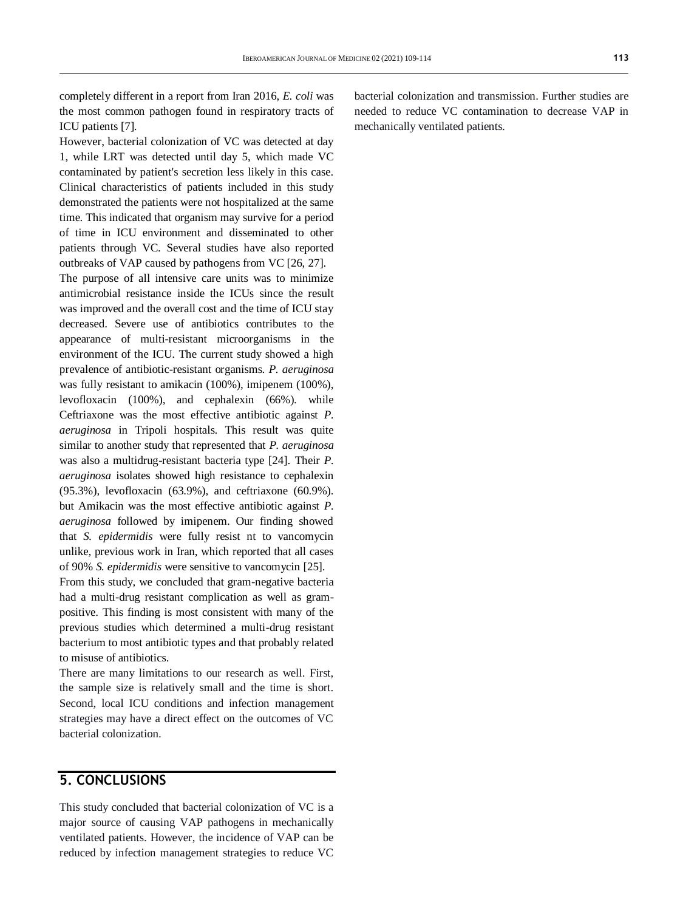completely different in a report from Iran 2016, *E. coli* was the most common pathogen found in respiratory tracts of ICU patients [7].

However, bacterial colonization of VC was detected at day 1, while LRT was detected until day 5, which made VC contaminated by patient's secretion less likely in this case. Clinical characteristics of patients included in this study demonstrated the patients were not hospitalized at the same time. This indicated that organism may survive for a period of time in ICU environment and disseminated to other patients through VC. Several studies have also reported outbreaks of VAP caused by pathogens from VC [26, 27].

The purpose of all intensive care units was to minimize antimicrobial resistance inside the ICUs since the result was improved and the overall cost and the time of ICU stay decreased. Severe use of antibiotics contributes to the appearance of multi-resistant microorganisms in the environment of the ICU. The current study showed a high prevalence of antibiotic-resistant organisms. *P. aeruginosa* was fully resistant to amikacin (100%), imipenem (100%), levofloxacin (100%), and cephalexin (66%). while Ceftriaxone was the most effective antibiotic against *P. aeruginosa* in Tripoli hospitals. This result was quite similar to another study that represented that *P. aeruginosa* was also a multidrug-resistant bacteria type [24]. Their *P. aeruginosa* isolates showed high resistance to cephalexin (95.3%), levofloxacin (63.9%), and ceftriaxone (60.9%). but Amikacin was the most effective antibiotic against *P. aeruginosa* followed by imipenem. Our finding showed that *S. epidermidis* were fully resist nt to vancomycin unlike, previous work in Iran, which reported that all cases of 90% *S. epidermidis* were sensitive to vancomycin [25].

From this study, we concluded that gram-negative bacteria had a multi-drug resistant complication as well as gram-positive. This finding is most consistent with many of the previous studies which determined a multi-drug resistant bacterium to most antibiotic types and that probably related to misuse of antibiotics.

There are many limitations to our research as well. First, the sample size is relatively small and the time is short. Second, local ICU conditions and infection management strategies may have a direct effect on the outcomes of VC bacterial colonization.

## 5. CONCLUSIONS

This study concluded that bacterial colonization of VC is a major source of causing VAP pathogens in mechanically ventilated patients. However, the incidence of VAP can be reduced by infection management strategies to reduce VC bacterial colonization and transmission. Further studies are needed to reduce VC contamination to decrease VAP in mechanically ventilated patients.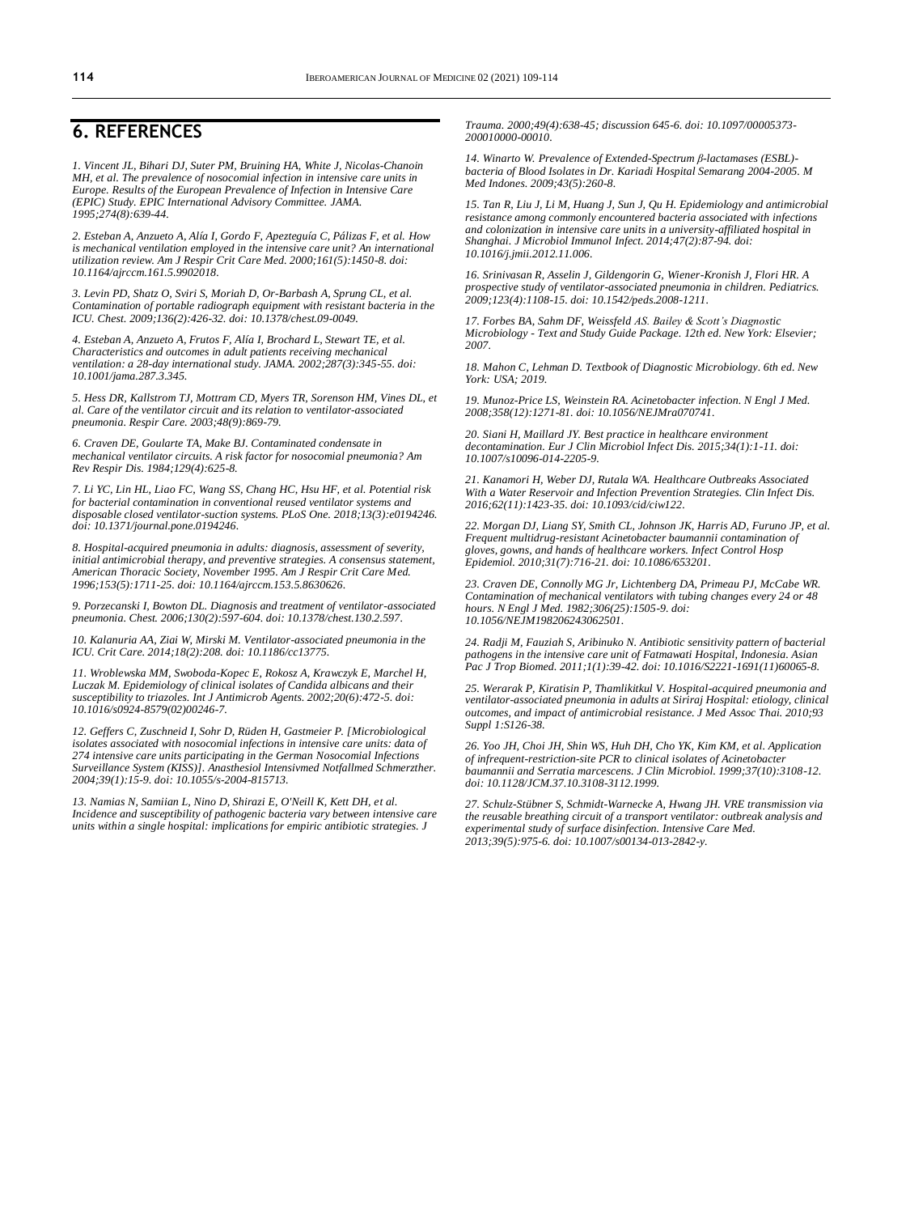## 6. REFERENCES

*1. Vincent JL, Bihari DJ, Suter PM, Bruining HA, White J, Nicolas-Chanoin MH, et al. The prevalence of nosocomial infection in intensive care units in Europe. Results of the European Prevalence of Infection in Intensive Care (EPIC) Study. EPIC International Advisory Committee. JAMA. 1995;274(8):639-44.*

*2. Esteban A, Anzueto A, Alía I, Gordo F, Apezteguía C, Pálizas F, et al. How is mechanical ventilation employed in the intensive care unit? An international utilization review. Am J Respir Crit Care Med. 2000;161(5):1450-8. doi: 10.1164/ajrccm.161.5.9902018.*

*3. Levin PD, Shatz O, Sviri S, Moriah D, Or-Barbash A, Sprung CL, et al. Contamination of portable radiograph equipment with resistant bacteria in the ICU. Chest. 2009;136(2):426-32. doi: 10.1378/chest.09-0049.*

*4. Esteban A, Anzueto A, Frutos F, Alía I, Brochard L, Stewart TE, et al. Characteristics and outcomes in adult patients receiving mechanical ventilation: a 28-day international study. JAMA. 2002;287(3):345-55. doi: 10.1001/jama.287.3.345.*

*5. Hess DR, Kallstrom TJ, Mottram CD, Myers TR, Sorenson HM, Vines DL, et al. Care of the ventilator circuit and its relation to ventilator-associated pneumonia. Respir Care. 2003;48(9):869-79.*

*6. Craven DE, Goularte TA, Make BJ. Contaminated condensate in mechanical ventilator circuits. A risk factor for nosocomial pneumonia? Am Rev Respir Dis. 1984;129(4):625-8.*

*7. Li YC, Lin HL, Liao FC, Wang SS, Chang HC, Hsu HF, et al. Potential risk for bacterial contamination in conventional reused ventilator systems and disposable closed ventilator-suction systems. PLoS One. 2018;13(3):e0194246. doi: 10.1371/journal.pone.0194246.*

*8. Hospital-acquired pneumonia in adults: diagnosis, assessment of severity, initial antimicrobial therapy, and preventive strategies. A consensus statement, American Thoracic Society, November 1995. Am J Respir Crit Care Med. 1996;153(5):1711-25. doi: 10.1164/ajrccm.153.5.8630626.*

*9. Porzecanski I, Bowton DL. Diagnosis and treatment of ventilator-associated pneumonia. Chest. 2006;130(2):597-604. doi: 10.1378/chest.130.2.597.*

*10. Kalanuria AA, Ziai W, Mirski M. Ventilator-associated pneumonia in the ICU. Crit Care. 2014;18(2):208. doi: 10.1186/cc13775.*

*11. Wroblewska MM, Swoboda-Kopec E, Rokosz A, Krawczyk E, Marchel H, Luczak M. Epidemiology of clinical isolates of Candida albicans and their susceptibility to triazoles. Int J Antimicrob Agents. 2002;20(6):472-5. doi: 10.1016/s0924-8579(02)00246-7.*

*12. Geffers C, Zuschneid I, Sohr D, Rüden H, Gastmeier P. [Microbiological isolates associated with nosocomial infections in intensive care units: data of 274 intensive care units participating in the German Nosocomial Infections Surveillance System (KISS)]. Anasthesiol Intensivmed Notfallmed Schmerzther. 2004;39(1):15-9. doi: 10.1055/s-2004-815713.*

*13. Namias N, Samiian L, Nino D, Shirazi E, O'Neill K, Kett DH, et al. Incidence and susceptibility of pathogenic bacteria vary between intensive care units within a single hospital: implications for empiric antibiotic strategies. J Trauma. 2000;49(4):638-45; discussion 645-6. doi: 10.1097/00005373-200010000-00010.*

*14. Winarto W. Prevalence of Extended-Spectrum β-lactamases (ESBL)-bacteria of Blood Isolates in Dr. Kariadi Hospital Semarang 2004-2005. M Med Indones. 2009;43(5):260-8.*

*15. Tan R, Liu J, Li M, Huang J, Sun J, Qu H. Epidemiology and antimicrobial resistance among commonly encountered bacteria associated with infections and colonization in intensive care units in a university-affiliated hospital in Shanghai. J Microbiol Immunol Infect. 2014;47(2):87-94. doi: 10.1016/j.jmii.2012.11.006.*

*16. Srinivasan R, Asselin J, Gildengorin G, Wiener-Kronish J, Flori HR. A prospective study of ventilator-associated pneumonia in children. Pediatrics. 2009;123(4):1108-15. doi: 10.1542/peds.2008-1211.*

*17. Forbes BA, Sahm DF, Weissfeld AS. Bailey & Scott's Diagnostic Microbiology - Text and Study Guide Package. 12th ed. New York: Elsevier; 2007.*

*18. Mahon C, Lehman D. Textbook of Diagnostic Microbiology. 6th ed. New York: USA; 2019.*

*19. Munoz-Price LS, Weinstein RA. Acinetobacter infection. N Engl J Med. 2008;358(12):1271-81. doi: 10.1056/NEJMra070741.*

*20. Siani H, Maillard JY. Best practice in healthcare environment decontamination. Eur J Clin Microbiol Infect Dis. 2015;34(1):1-11. doi: 10.1007/s10096-014-2205-9.*

*21. Kanamori H, Weber DJ, Rutala WA. Healthcare Outbreaks Associated With a Water Reservoir and Infection Prevention Strategies. Clin Infect Dis. 2016;62(11):1423-35. doi: 10.1093/cid/ciw122.*

*22. Morgan DJ, Liang SY, Smith CL, Johnson JK, Harris AD, Furuno JP, et al. Frequent multidrug-resistant Acinetobacter baumannii contamination of gloves, gowns, and hands of healthcare workers. Infect Control Hosp Epidemiol. 2010;31(7):716-21. doi: 10.1086/653201.*

*23. Craven DE, Connolly MG Jr, Lichtenberg DA, Primeau PJ, McCabe WR. Contamination of mechanical ventilators with tubing changes every 24 or 48 hours. N Engl J Med. 1982;306(25):1505-9. doi: 10.1056/NEJM198206243062501.*

*24. Radji M, Fauziah S, Aribinuko N. Antibiotic sensitivity pattern of bacterial pathogens in the intensive care unit of Fatmawati Hospital, Indonesia. Asian Pac J Trop Biomed. 2011;1(1):39-42. doi: 10.1016/S2221-1691(11)60065-8.*

*25. Werarak P, Kiratisin P, Thamlikitkul V. Hospital-acquired pneumonia and ventilator-associated pneumonia in adults at Siriraj Hospital: etiology, clinical outcomes, and impact of antimicrobial resistance. J Med Assoc Thai. 2010;93 Suppl 1:S126-38.*

*26. Yoo JH, Choi JH, Shin WS, Huh DH, Cho YK, Kim KM, et al. Application of infrequent-restriction-site PCR to clinical isolates of Acinetobacter baumannii and Serratia marcescens. J Clin Microbiol. 1999;37(10):3108-12. doi: 10.1128/JCM.37.10.3108-3112.1999.*

*27. Schulz-Stübner S, Schmidt-Warnecke A, Hwang JH. VRE transmission via the reusable breathing circuit of a transport ventilator: outbreak analysis and experimental study of surface disinfection. Intensive Care Med. 2013;39(5):975-6. doi: 10.1007/s00134-013-2842-y.*